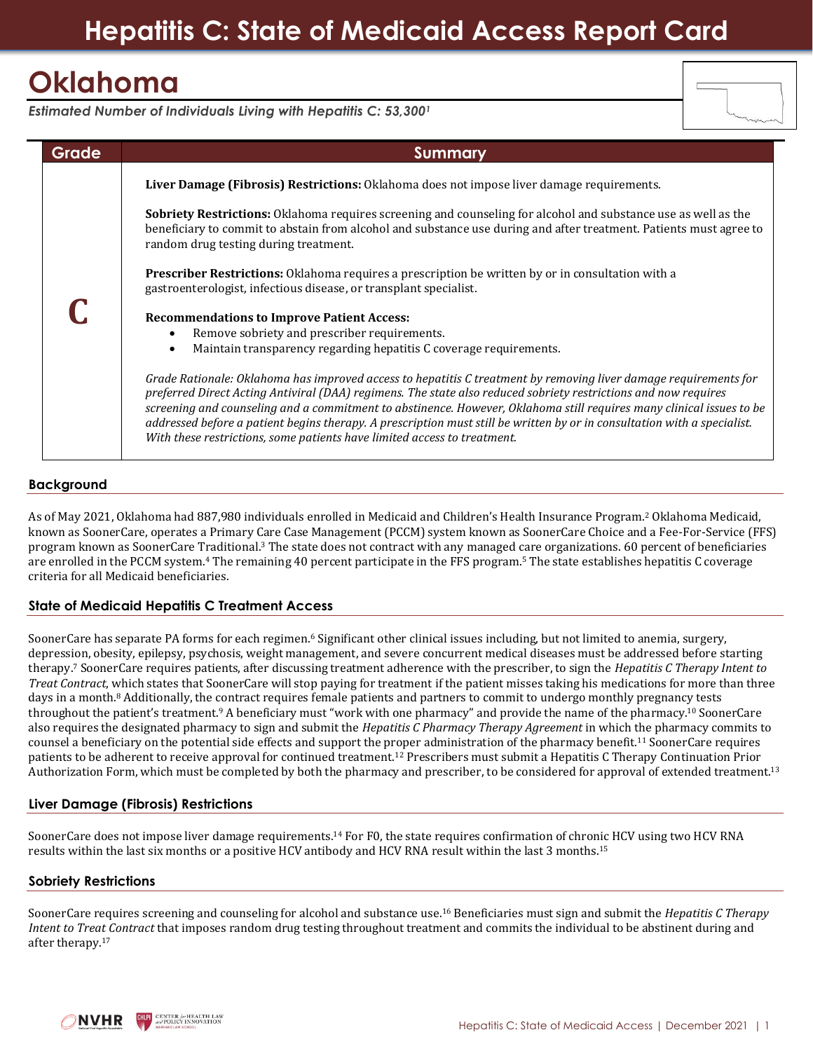# Hepatitis C: State of Medicaid Access Report Card

# Oklahoma

*Estimated Number of Individuals Living with Hepatitis C: 53,300[1]*

| Grade | Summary |
|---|---|
| **C** | **Liver Damage (Fibrosis) Restrictions:** Oklahoma does not impose liver damage requirements.<br><br>**Sobriety Restrictions:** Oklahoma requires screening and counseling for alcohol and substance use as well as the beneficiary to commit to abstain from alcohol and substance use during and after treatment. Patients must agree to random drug testing during treatment.<br><br>**Prescriber Restrictions:** Oklahoma requires a prescription be written by or in consultation with a gastroenterologist, infectious disease, or transplant specialist.<br><br>**Recommendations to Improve Patient Access:**<br>• Remove sobriety and prescriber requirements.<br>• Maintain transparency regarding hepatitis C coverage requirements.<br><br>*Grade Rationale: Oklahoma has improved access to hepatitis C treatment by removing liver damage requirements for preferred Direct Acting Antiviral (DAA) regimens. The state also reduced sobriety restrictions and now requires screening and counseling and a commitment to abstinence. However, Oklahoma still requires many clinical issues to be addressed before a patient begins therapy. A prescription must still be written by or in consultation with a specialist. With these restrictions, some patients have limited access to treatment.* |

## Background

As of May 2021, Oklahoma had 887,980 individuals enrolled in Medicaid and Children's Health Insurance Program.[2] Oklahoma Medicaid, known as SoonerCare, operates a Primary Care Case Management (PCCM) system known as SoonerCare Choice and a Fee-For-Service (FFS) program known as SoonerCare Traditional.[3] The state does not contract with any managed care organizations. 60 percent of beneficiaries are enrolled in the PCCM system.[4] The remaining 40 percent participate in the FFS program.[5] The state establishes hepatitis C coverage criteria for all Medicaid beneficiaries.

## State of Medicaid Hepatitis C Treatment Access

SoonerCare has separate PA forms for each regimen.[6] Significant other clinical issues including, but not limited to anemia, surgery, depression, obesity, epilepsy, psychosis, weight management, and severe concurrent medical diseases must be addressed before starting therapy.[7] SoonerCare requires patients, after discussing treatment adherence with the prescriber, to sign the *Hepatitis C Therapy Intent to Treat Contract*, which states that SoonerCare will stop paying for treatment if the patient misses taking his medications for more than three days in a month.[8] Additionally, the contract requires female patients and partners to commit to undergo monthly pregnancy tests throughout the patient's treatment.[9] A beneficiary must "work with one pharmacy" and provide the name of the pharmacy.[10] SoonerCare also requires the designated pharmacy to sign and submit the *Hepatitis C Pharmacy Therapy Agreement* in which the pharmacy commits to counsel a beneficiary on the potential side effects and support the proper administration of the pharmacy benefit.[11] SoonerCare requires patients to be adherent to receive approval for continued treatment.[12] Prescribers must submit a Hepatitis C Therapy Continuation Prior Authorization Form, which must be completed by both the pharmacy and prescriber, to be considered for approval of extended treatment.[13]

## Liver Damage (Fibrosis) Restrictions

SoonerCare does not impose liver damage requirements.[14] For F0, the state requires confirmation of chronic HCV using two HCV RNA results within the last six months or a positive HCV antibody and HCV RNA result within the last 3 months.[15]

## Sobriety Restrictions

SoonerCare requires screening and counseling for alcohol and substance use.[16] Beneficiaries must sign and submit the *Hepatitis C Therapy Intent to Treat Contract* that imposes random drug testing throughout treatment and commits the individual to be abstinent during and after therapy.[17]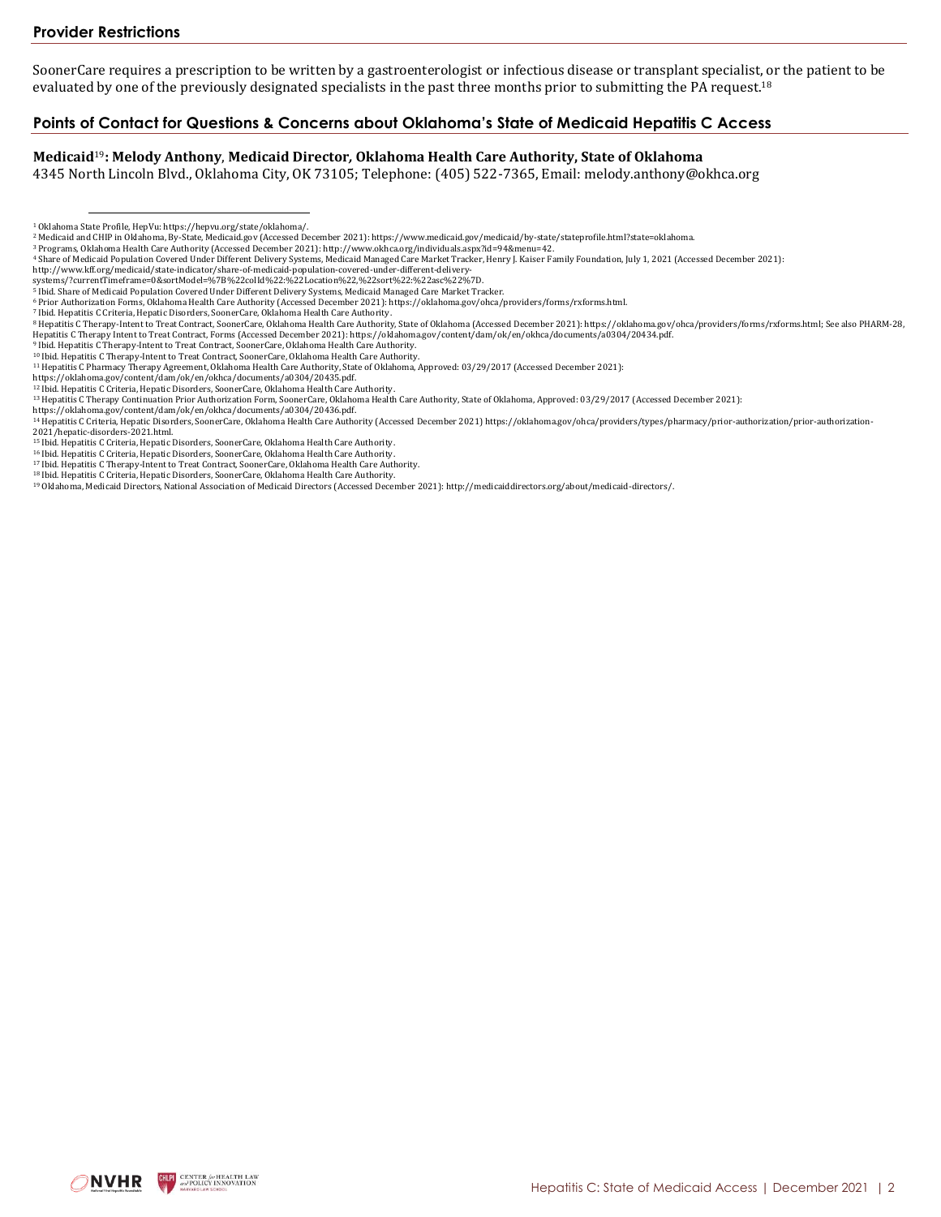## Provider Restrictions

SoonerCare requires a prescription to be written by a gastroenterologist or infectious disease or transplant specialist, or the patient to be evaluated by one of the previously designated specialists in the past three months prior to submitting the PA request.[18]

## Points of Contact for Questions & Concerns about Oklahoma's State of Medicaid Hepatitis C Access

**Medicaid[19]: Melody Anthony, Medicaid Director, Oklahoma Health Care Authority, State of Oklahoma**
4345 North Lincoln Blvd., Oklahoma City, OK 73105; Telephone: (405) 522-7365, Email: melody.anthony@okhca.org

---

[1] Oklahoma State Profile, HepVu: https://hepvu.org/state/oklahoma/.
[2] Medicaid and CHIP in Oklahoma, By-State, Medicaid.gov (Accessed December 2021): https://www.medicaid.gov/medicaid/by-state/stateprofile.html?state=oklahoma.
[3] Programs, Oklahoma Health Care Authority (Accessed December 2021): http://www.okhca.org/individuals.aspx?id=94&menu=42.
[4] Share of Medicaid Population Covered Under Different Delivery Systems, Medicaid Managed Care Market Tracker, Henry J. Kaiser Family Foundation, July 1, 2021 (Accessed December 2021): http://www.kff.org/medicaid/state-indicator/share-of-medicaid-population-covered-under-different-delivery-systems/?currentTimeframe=0&sortModel=%7B%22colId%22:%22Location%22,%22sort%22:%22asc%22%7D.
[5] Ibid. Share of Medicaid Population Covered Under Different Delivery Systems, Medicaid Managed Care Market Tracker.
[6] Prior Authorization Forms, Oklahoma Health Care Authority (Accessed December 2021): https://oklahoma.gov/ohca/providers/forms/rxforms.html.
[7] Ibid. Hepatitis C Criteria, Hepatic Disorders, SoonerCare, Oklahoma Health Care Authority.
[8] Hepatitis C Therapy-Intent to Treat Contract, SoonerCare, Oklahoma Health Care Authority, State of Oklahoma (Accessed December 2021): https://oklahoma.gov/ohca/providers/forms/rxforms.html; See also PHARM-28, Hepatitis C Therapy Intent to Treat Contract, Forms (Accessed December 2021): https://oklahoma.gov/content/dam/ok/en/okhca/documents/a0304/20434.pdf.
[9] Ibid. Hepatitis C Therapy-Intent to Treat Contract, SoonerCare, Oklahoma Health Care Authority.
[10] Ibid. Hepatitis C Therapy-Intent to Treat Contract, SoonerCare, Oklahoma Health Care Authority.
[11] Hepatitis C Pharmacy Therapy Agreement, Oklahoma Health Care Authority, State of Oklahoma, Approved: 03/29/2017 (Accessed December 2021): https://oklahoma.gov/content/dam/ok/en/okhca/documents/a0304/20435.pdf.
[12] Ibid. Hepatitis C Criteria, Hepatic Disorders, SoonerCare, Oklahoma Health Care Authority.
[13] Hepatitis C Therapy Continuation Prior Authorization Form, SoonerCare, Oklahoma Health Care Authority, State of Oklahoma, Approved: 03/29/2017 (Accessed December 2021): https://oklahoma.gov/content/dam/ok/en/okhca/documents/a0304/20436.pdf.
[14] Hepatitis C Criteria, Hepatic Disorders, SoonerCare, Oklahoma Health Care Authority (Accessed December 2021) https://oklahoma.gov/ohca/providers/types/pharmacy/prior-authorization/prior-authorization-2021/hepatic-disorders-2021.html.
[15] Ibid. Hepatitis C Criteria, Hepatic Disorders, SoonerCare, Oklahoma Health Care Authority.
[16] Ibid. Hepatitis C Criteria, Hepatic Disorders, SoonerCare, Oklahoma Health Care Authority.
[17] Ibid. Hepatitis C Therapy-Intent to Treat Contract, SoonerCare, Oklahoma Health Care Authority.
[18] Ibid. Hepatitis C Criteria, Hepatic Disorders, SoonerCare, Oklahoma Health Care Authority.
[19] Oklahoma, Medicaid Directors, National Association of Medicaid Directors (Accessed December 2021): http://medicaiddirectors.org/about/medicaid-directors/.